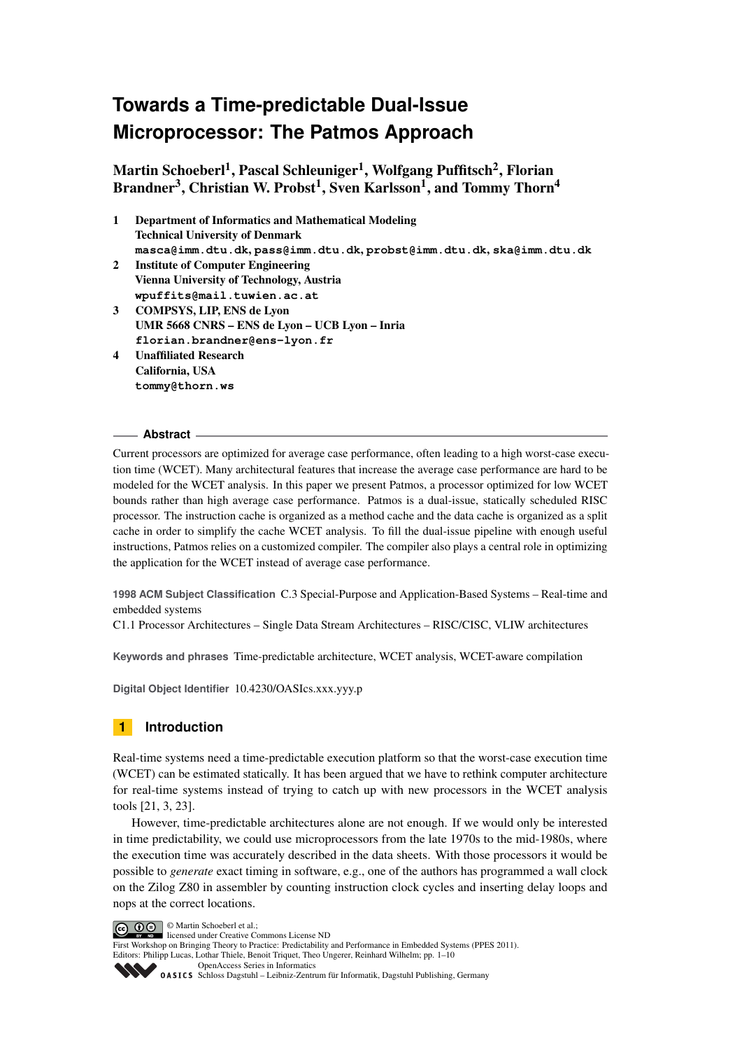# Towards a Time-predictable Dual-Issue Microprocessor: The Patmos Approach

**Martin Schoeberl[1], Pascal Schleuniger[1], Wolfgang Puffitsch[2], Florian Brandner[3], Christian W. Probst[1], Sven Karlsson[1], and Tommy Thorn[4]**

1 **Department of Informatics and Mathematical Modeling**
**Technical University of Denmark**
`masca@imm.dtu.dk, pass@imm.dtu.dk, probst@imm.dtu.dk, ska@imm.dtu.dk`

2 **Institute of Computer Engineering**
**Vienna University of Technology, Austria**
`wpuffits@mail.tuwien.ac.at`

3 **COMPSYS, LIP, ENS de Lyon**
**UMR 5668 CNRS – ENS de Lyon – UCB Lyon – Inria**
`florian.brandner@ens-lyon.fr`

4 **Unaffiliated Research**
**California, USA**
`tommy@thorn.ws`

## Abstract

Current processors are optimized for average case performance, often leading to a high worst-case execution time (WCET). Many architectural features that increase the average case performance are hard to be modeled for the WCET analysis. In this paper we present Patmos, a processor optimized for low WCET bounds rather than high average case performance. Patmos is a dual-issue, statically scheduled RISC processor. The instruction cache is organized as a method cache and the data cache is organized as a split cache in order to simplify the cache WCET analysis. To fill the dual-issue pipeline with enough useful instructions, Patmos relies on a customized compiler. The compiler also plays a central role in optimizing the application for the WCET instead of average case performance.

**1998 ACM Subject Classification** C.3 Special-Purpose and Application-Based Systems – Real-time and embedded systems
C1.1 Processor Architectures – Single Data Stream Architectures – RISC/CISC, VLIW architectures

**Keywords and phrases** Time-predictable architecture, WCET analysis, WCET-aware compilation

**Digital Object Identifier** 10.4230/OASIcs.xxx.yyy.p

## 1 Introduction

Real-time systems need a time-predictable execution platform so that the worst-case execution time (WCET) can be estimated statically. It has been argued that we have to rethink computer architecture for real-time systems instead of trying to catch up with new processors in the WCET analysis tools [21, 3, 23].

However, time-predictable architectures alone are not enough. If we would only be interested in time predictability, we could use microprocessors from the late 1970s to the mid-1980s, where the execution time was accurately described in the data sheets. With those processors it would be possible to *generate* exact timing in software, e.g., one of the authors has programmed a wall clock on the Zilog Z80 in assembler by counting instruction clock cycles and inserting delay loops and nops at the correct locations.

© Martin Schoeberl et al.;
licensed under Creative Commons License ND
First Workshop on Bringing Theory to Practice: Predictability and Performance in Embedded Systems (PPES 2011).
Editors: Philipp Lucas, Lothar Thiele, Benoit Triquet, Theo Ungerer, Reinhard Wilhelm; pp. 1–10
OpenAccess Series in Informatics
Schloss Dagstuhl – Leibniz-Zentrum für Informatik, Dagstuhl Publishing, Germany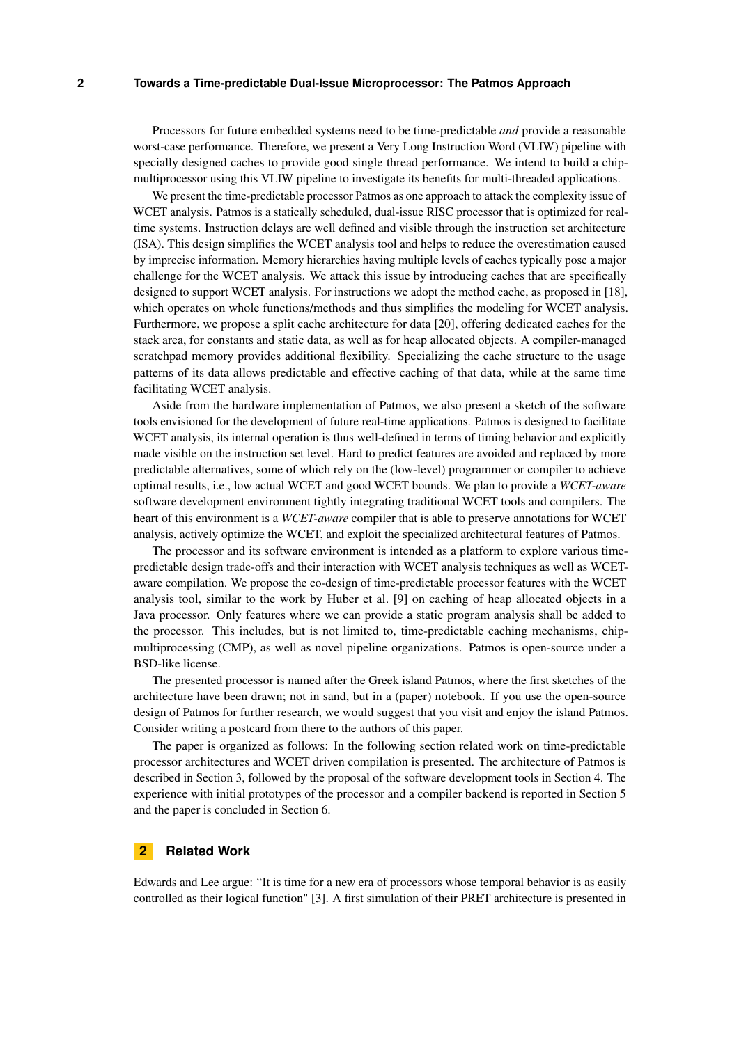Processors for future embedded systems need to be time-predictable *and* provide a reasonable worst-case performance. Therefore, we present a Very Long Instruction Word (VLIW) pipeline with specially designed caches to provide good single thread performance. We intend to build a chip-multiprocessor using this VLIW pipeline to investigate its benefits for multi-threaded applications.

We present the time-predictable processor Patmos as one approach to attack the complexity issue of WCET analysis. Patmos is a statically scheduled, dual-issue RISC processor that is optimized for real-time systems. Instruction delays are well defined and visible through the instruction set architecture (ISA). This design simplifies the WCET analysis tool and helps to reduce the overestimation caused by imprecise information. Memory hierarchies having multiple levels of caches typically pose a major challenge for the WCET analysis. We attack this issue by introducing caches that are specifically designed to support WCET analysis. For instructions we adopt the method cache, as proposed in [18], which operates on whole functions/methods and thus simplifies the modeling for WCET analysis. Furthermore, we propose a split cache architecture for data [20], offering dedicated caches for the stack area, for constants and static data, as well as for heap allocated objects. A compiler-managed scratchpad memory provides additional flexibility. Specializing the cache structure to the usage patterns of its data allows predictable and effective caching of that data, while at the same time facilitating WCET analysis.

Aside from the hardware implementation of Patmos, we also present a sketch of the software tools envisioned for the development of future real-time applications. Patmos is designed to facilitate WCET analysis, its internal operation is thus well-defined in terms of timing behavior and explicitly made visible on the instruction set level. Hard to predict features are avoided and replaced by more predictable alternatives, some of which rely on the (low-level) programmer or compiler to achieve optimal results, i.e., low actual WCET and good WCET bounds. We plan to provide a *WCET-aware* software development environment tightly integrating traditional WCET tools and compilers. The heart of this environment is a *WCET-aware* compiler that is able to preserve annotations for WCET analysis, actively optimize the WCET, and exploit the specialized architectural features of Patmos.

The processor and its software environment is intended as a platform to explore various time-predictable design trade-offs and their interaction with WCET analysis techniques as well as WCET-aware compilation. We propose the co-design of time-predictable processor features with the WCET analysis tool, similar to the work by Huber et al. [9] on caching of heap allocated objects in a Java processor. Only features where we can provide a static program analysis shall be added to the processor. This includes, but is not limited to, time-predictable caching mechanisms, chip-multiprocessing (CMP), as well as novel pipeline organizations. Patmos is open-source under a BSD-like license.

The presented processor is named after the Greek island Patmos, where the first sketches of the architecture have been drawn; not in sand, but in a (paper) notebook. If you use the open-source design of Patmos for further research, we would suggest that you visit and enjoy the island Patmos. Consider writing a postcard from there to the authors of this paper.

The paper is organized as follows: In the following section related work on time-predictable processor architectures and WCET driven compilation is presented. The architecture of Patmos is described in Section 3, followed by the proposal of the software development tools in Section 4. The experience with initial prototypes of the processor and a compiler backend is reported in Section 5 and the paper is concluded in Section 6.

## 2 Related Work

Edwards and Lee argue: "It is time for a new era of processors whose temporal behavior is as easily controlled as their logical function" [3]. A first simulation of their PRET architecture is presented in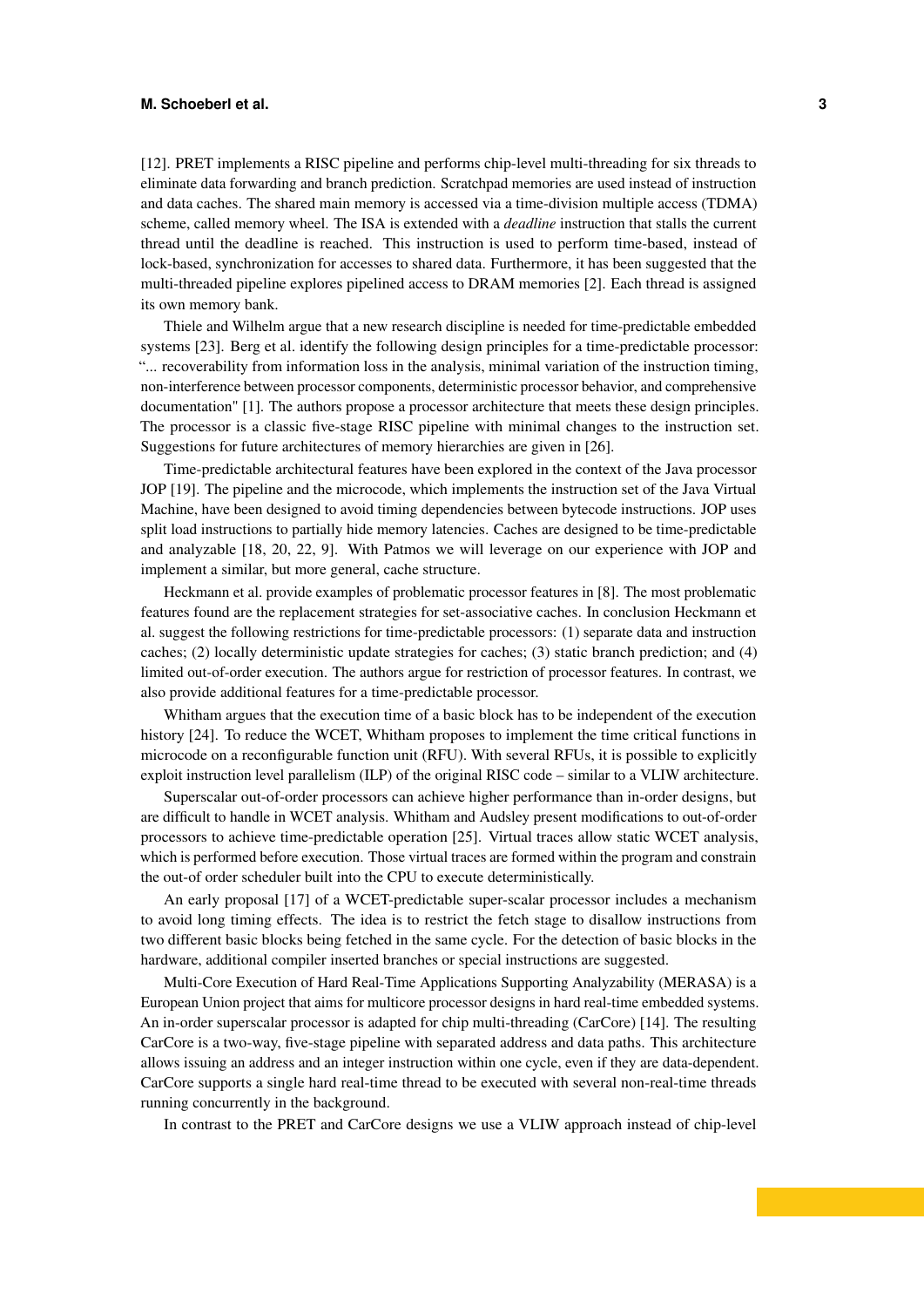[12]. PRET implements a RISC pipeline and performs chip-level multi-threading for six threads to eliminate data forwarding and branch prediction. Scratchpad memories are used instead of instruction and data caches. The shared main memory is accessed via a time-division multiple access (TDMA) scheme, called memory wheel. The ISA is extended with a *deadline* instruction that stalls the current thread until the deadline is reached. This instruction is used to perform time-based, instead of lock-based, synchronization for accesses to shared data. Furthermore, it has been suggested that the multi-threaded pipeline explores pipelined access to DRAM memories [2]. Each thread is assigned its own memory bank.

Thiele and Wilhelm argue that a new research discipline is needed for time-predictable embedded systems [23]. Berg et al. identify the following design principles for a time-predictable processor: "... recoverability from information loss in the analysis, minimal variation of the instruction timing, non-interference between processor components, deterministic processor behavior, and comprehensive documentation" [1]. The authors propose a processor architecture that meets these design principles. The processor is a classic five-stage RISC pipeline with minimal changes to the instruction set. Suggestions for future architectures of memory hierarchies are given in [26].

Time-predictable architectural features have been explored in the context of the Java processor JOP [19]. The pipeline and the microcode, which implements the instruction set of the Java Virtual Machine, have been designed to avoid timing dependencies between bytecode instructions. JOP uses split load instructions to partially hide memory latencies. Caches are designed to be time-predictable and analyzable [18, 20, 22, 9]. With Patmos we will leverage on our experience with JOP and implement a similar, but more general, cache structure.

Heckmann et al. provide examples of problematic processor features in [8]. The most problematic features found are the replacement strategies for set-associative caches. In conclusion Heckmann et al. suggest the following restrictions for time-predictable processors: (1) separate data and instruction caches; (2) locally deterministic update strategies for caches; (3) static branch prediction; and (4) limited out-of-order execution. The authors argue for restriction of processor features. In contrast, we also provide additional features for a time-predictable processor.

Whitham argues that the execution time of a basic block has to be independent of the execution history [24]. To reduce the WCET, Whitham proposes to implement the time critical functions in microcode on a reconfigurable function unit (RFU). With several RFUs, it is possible to explicitly exploit instruction level parallelism (ILP) of the original RISC code – similar to a VLIW architecture.

Superscalar out-of-order processors can achieve higher performance than in-order designs, but are difficult to handle in WCET analysis. Whitham and Audsley present modifications to out-of-order processors to achieve time-predictable operation [25]. Virtual traces allow static WCET analysis, which is performed before execution. Those virtual traces are formed within the program and constrain the out-of order scheduler built into the CPU to execute deterministically.

An early proposal [17] of a WCET-predictable super-scalar processor includes a mechanism to avoid long timing effects. The idea is to restrict the fetch stage to disallow instructions from two different basic blocks being fetched in the same cycle. For the detection of basic blocks in the hardware, additional compiler inserted branches or special instructions are suggested.

Multi-Core Execution of Hard Real-Time Applications Supporting Analyzability (MERASA) is a European Union project that aims for multicore processor designs in hard real-time embedded systems. An in-order superscalar processor is adapted for chip multi-threading (CarCore) [14]. The resulting CarCore is a two-way, five-stage pipeline with separated address and data paths. This architecture allows issuing an address and an integer instruction within one cycle, even if they are data-dependent. CarCore supports a single hard real-time thread to be executed with several non-real-time threads running concurrently in the background.

In contrast to the PRET and CarCore designs we use a VLIW approach instead of chip-level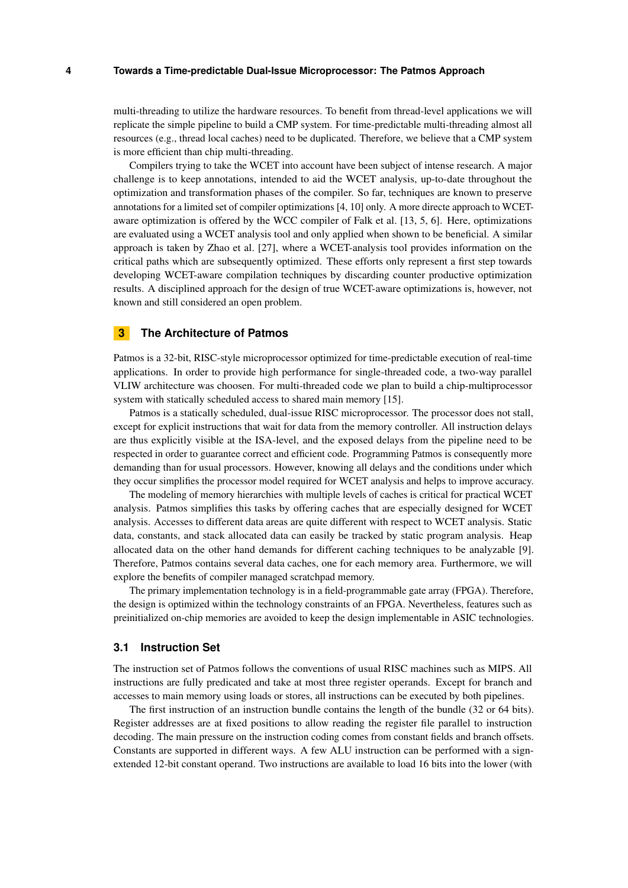multi-threading to utilize the hardware resources. To benefit from thread-level applications we will replicate the simple pipeline to build a CMP system. For time-predictable multi-threading almost all resources (e.g., thread local caches) need to be duplicated. Therefore, we believe that a CMP system is more efficient than chip multi-threading.

Compilers trying to take the WCET into account have been subject of intense research. A major challenge is to keep annotations, intended to aid the WCET analysis, up-to-date throughout the optimization and transformation phases of the compiler. So far, techniques are known to preserve annotations for a limited set of compiler optimizations [4, 10] only. A more directe approach to WCET-aware optimization is offered by the WCC compiler of Falk et al. [13, 5, 6]. Here, optimizations are evaluated using a WCET analysis tool and only applied when shown to be beneficial. A similar approach is taken by Zhao et al. [27], where a WCET-analysis tool provides information on the critical paths which are subsequently optimized. These efforts only represent a first step towards developing WCET-aware compilation techniques by discarding counter productive optimization results. A disciplined approach for the design of true WCET-aware optimizations is, however, not known and still considered an open problem.

## 3 The Architecture of Patmos

Patmos is a 32-bit, RISC-style microprocessor optimized for time-predictable execution of real-time applications. In order to provide high performance for single-threaded code, a two-way parallel VLIW architecture was choosen. For multi-threaded code we plan to build a chip-multiprocessor system with statically scheduled access to shared main memory [15].

Patmos is a statically scheduled, dual-issue RISC microprocessor. The processor does not stall, except for explicit instructions that wait for data from the memory controller. All instruction delays are thus explicitly visible at the ISA-level, and the exposed delays from the pipeline need to be respected in order to guarantee correct and efficient code. Programming Patmos is consequently more demanding than for usual processors. However, knowing all delays and the conditions under which they occur simplifies the processor model required for WCET analysis and helps to improve accuracy.

The modeling of memory hierarchies with multiple levels of caches is critical for practical WCET analysis. Patmos simplifies this tasks by offering caches that are especially designed for WCET analysis. Accesses to different data areas are quite different with respect to WCET analysis. Static data, constants, and stack allocated data can easily be tracked by static program analysis. Heap allocated data on the other hand demands for different caching techniques to be analyzable [9]. Therefore, Patmos contains several data caches, one for each memory area. Furthermore, we will explore the benefits of compiler managed scratchpad memory.

The primary implementation technology is in a field-programmable gate array (FPGA). Therefore, the design is optimized within the technology constraints of an FPGA. Nevertheless, features such as preinitialized on-chip memories are avoided to keep the design implementable in ASIC technologies.

### 3.1 Instruction Set

The instruction set of Patmos follows the conventions of usual RISC machines such as MIPS. All instructions are fully predicated and take at most three register operands. Except for branch and accesses to main memory using loads or stores, all instructions can be executed by both pipelines.

The first instruction of an instruction bundle contains the length of the bundle (32 or 64 bits). Register addresses are at fixed positions to allow reading the register file parallel to instruction decoding. The main pressure on the instruction coding comes from constant fields and branch offsets. Constants are supported in different ways. A few ALU instruction can be performed with a sign-extended 12-bit constant operand. Two instructions are available to load 16 bits into the lower (with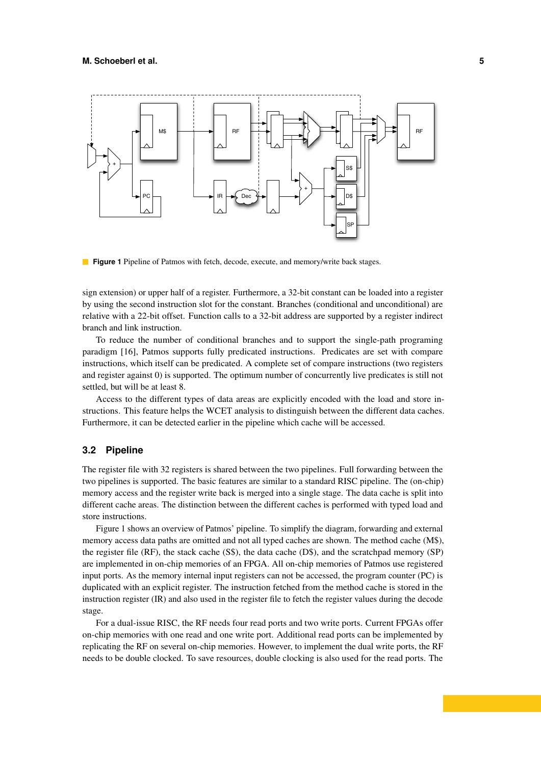**Figure 1** Pipeline of Patmos with fetch, decode, execute, and memory/write back stages.

sign extension) or upper half of a register. Furthermore, a 32-bit constant can be loaded into a register by using the second instruction slot for the constant. Branches (conditional and unconditional) are relative with a 22-bit offset. Function calls to a 32-bit address are supported by a register indirect branch and link instruction.

To reduce the number of conditional branches and to support the single-path programing paradigm [16], Patmos supports fully predicated instructions. Predicates are set with compare instructions, which itself can be predicated. A complete set of compare instructions (two registers and register against 0) is supported. The optimum number of concurrently live predicates is still not settled, but will be at least 8.

Access to the different types of data areas are explicitly encoded with the load and store instructions. This feature helps the WCET analysis to distinguish between the different data caches. Furthermore, it can be detected earlier in the pipeline which cache will be accessed.

## 3.2 Pipeline

The register file with 32 registers is shared between the two pipelines. Full forwarding between the two pipelines is supported. The basic features are similar to a standard RISC pipeline. The (on-chip) memory access and the register write back is merged into a single stage. The data cache is split into different cache areas. The distinction between the different caches is performed with typed load and store instructions.

Figure 1 shows an overview of Patmos' pipeline. To simplify the diagram, forwarding and external memory access data paths are omitted and not all typed caches are shown. The method cache (M$), the register file (RF), the stack cache (S$), the data cache (D$), and the scratchpad memory (SP) are implemented in on-chip memories of an FPGA. All on-chip memories of Patmos use registered input ports. As the memory internal input registers can not be accessed, the program counter (PC) is duplicated with an explicit register. The instruction fetched from the method cache is stored in the instruction register (IR) and also used in the register file to fetch the register values during the decode stage.

For a dual-issue RISC, the RF needs four read ports and two write ports. Current FPGAs offer on-chip memories with one read and one write port. Additional read ports can be implemented by replicating the RF on several on-chip memories. However, to implement the dual write ports, the RF needs to be double clocked. To save resources, double clocking is also used for the read ports. The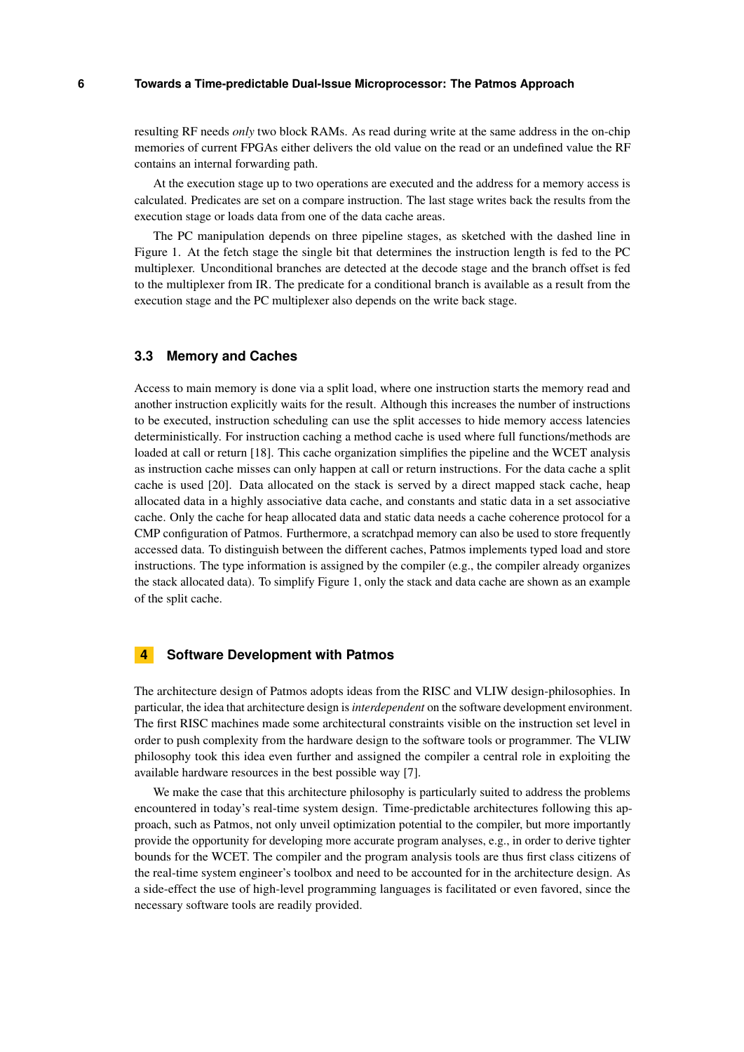resulting RF needs *only* two block RAMs. As read during write at the same address in the on-chip memories of current FPGAs either delivers the old value on the read or an undefined value the RF contains an internal forwarding path.

At the execution stage up to two operations are executed and the address for a memory access is calculated. Predicates are set on a compare instruction. The last stage writes back the results from the execution stage or loads data from one of the data cache areas.

The PC manipulation depends on three pipeline stages, as sketched with the dashed line in Figure 1. At the fetch stage the single bit that determines the instruction length is fed to the PC multiplexer. Unconditional branches are detected at the decode stage and the branch offset is fed to the multiplexer from IR. The predicate for a conditional branch is available as a result from the execution stage and the PC multiplexer also depends on the write back stage.

### 3.3 Memory and Caches

Access to main memory is done via a split load, where one instruction starts the memory read and another instruction explicitly waits for the result. Although this increases the number of instructions to be executed, instruction scheduling can use the split accesses to hide memory access latencies deterministically. For instruction caching a method cache is used where full functions/methods are loaded at call or return [18]. This cache organization simplifies the pipeline and the WCET analysis as instruction cache misses can only happen at call or return instructions. For the data cache a split cache is used [20]. Data allocated on the stack is served by a direct mapped stack cache, heap allocated data in a highly associative data cache, and constants and static data in a set associative cache. Only the cache for heap allocated data and static data needs a cache coherence protocol for a CMP configuration of Patmos. Furthermore, a scratchpad memory can also be used to store frequently accessed data. To distinguish between the different caches, Patmos implements typed load and store instructions. The type information is assigned by the compiler (e.g., the compiler already organizes the stack allocated data). To simplify Figure 1, only the stack and data cache are shown as an example of the split cache.

## 4 Software Development with Patmos

The architecture design of Patmos adopts ideas from the RISC and VLIW design-philosophies. In particular, the idea that architecture design is *interdependent* on the software development environment. The first RISC machines made some architectural constraints visible on the instruction set level in order to push complexity from the hardware design to the software tools or programmer. The VLIW philosophy took this idea even further and assigned the compiler a central role in exploiting the available hardware resources in the best possible way [7].

We make the case that this architecture philosophy is particularly suited to address the problems encountered in today's real-time system design. Time-predictable architectures following this approach, such as Patmos, not only unveil optimization potential to the compiler, but more importantly provide the opportunity for developing more accurate program analyses, e.g., in order to derive tighter bounds for the WCET. The compiler and the program analysis tools are thus first class citizens of the real-time system engineer's toolbox and need to be accounted for in the architecture design. As a side-effect the use of high-level programming languages is facilitated or even favored, since the necessary software tools are readily provided.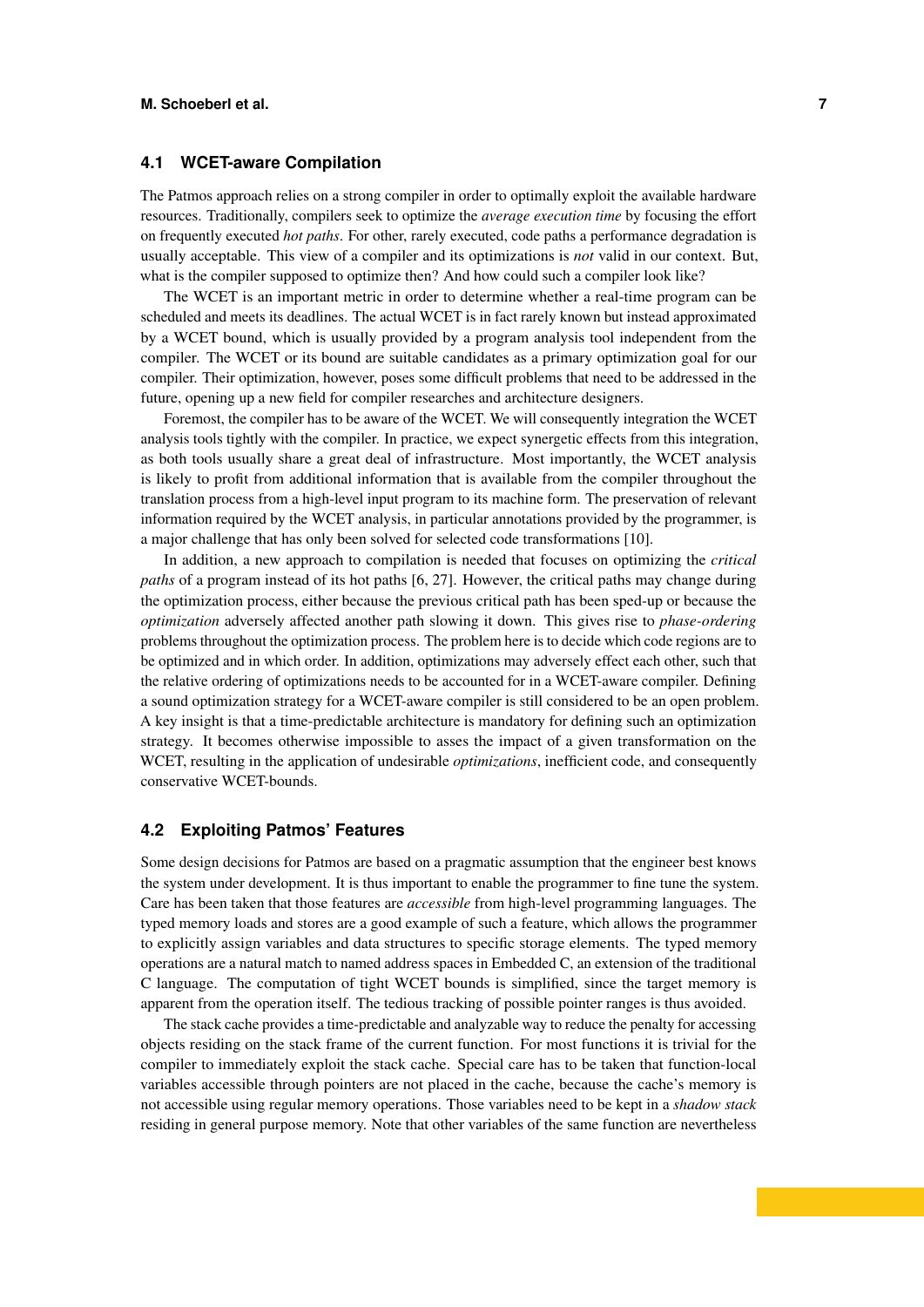### 4.1 WCET-aware Compilation

The Patmos approach relies on a strong compiler in order to optimally exploit the available hardware resources. Traditionally, compilers seek to optimize the *average execution time* by focusing the effort on frequently executed *hot paths*. For other, rarely executed, code paths a performance degradation is usually acceptable. This view of a compiler and its optimizations is *not* valid in our context. But, what is the compiler supposed to optimize then? And how could such a compiler look like?

The WCET is an important metric in order to determine whether a real-time program can be scheduled and meets its deadlines. The actual WCET is in fact rarely known but instead approximated by a WCET bound, which is usually provided by a program analysis tool independent from the compiler. The WCET or its bound are suitable candidates as a primary optimization goal for our compiler. Their optimization, however, poses some difficult problems that need to be addressed in the future, opening up a new field for compiler researches and architecture designers.

Foremost, the compiler has to be aware of the WCET. We will consequently integration the WCET analysis tools tightly with the compiler. In practice, we expect synergetic effects from this integration, as both tools usually share a great deal of infrastructure. Most importantly, the WCET analysis is likely to profit from additional information that is available from the compiler throughout the translation process from a high-level input program to its machine form. The preservation of relevant information required by the WCET analysis, in particular annotations provided by the programmer, is a major challenge that has only been solved for selected code transformations [10].

In addition, a new approach to compilation is needed that focuses on optimizing the *critical paths* of a program instead of its hot paths [6, 27]. However, the critical paths may change during the optimization process, either because the previous critical path has been sped-up or because the *optimization* adversely affected another path slowing it down. This gives rise to *phase-ordering* problems throughout the optimization process. The problem here is to decide which code regions are to be optimized and in which order. In addition, optimizations may adversely effect each other, such that the relative ordering of optimizations needs to be accounted for in a WCET-aware compiler. Defining a sound optimization strategy for a WCET-aware compiler is still considered to be an open problem. A key insight is that a time-predictable architecture is mandatory for defining such an optimization strategy. It becomes otherwise impossible to asses the impact of a given transformation on the WCET, resulting in the application of undesirable *optimizations*, inefficient code, and consequently conservative WCET-bounds.

### 4.2 Exploiting Patmos' Features

Some design decisions for Patmos are based on a pragmatic assumption that the engineer best knows the system under development. It is thus important to enable the programmer to fine tune the system. Care has been taken that those features are *accessible* from high-level programming languages. The typed memory loads and stores are a good example of such a feature, which allows the programmer to explicitly assign variables and data structures to specific storage elements. The typed memory operations are a natural match to named address spaces in Embedded C, an extension of the traditional C language. The computation of tight WCET bounds is simplified, since the target memory is apparent from the operation itself. The tedious tracking of possible pointer ranges is thus avoided.

The stack cache provides a time-predictable and analyzable way to reduce the penalty for accessing objects residing on the stack frame of the current function. For most functions it is trivial for the compiler to immediately exploit the stack cache. Special care has to be taken that function-local variables accessible through pointers are not placed in the cache, because the cache's memory is not accessible using regular memory operations. Those variables need to be kept in a *shadow stack* residing in general purpose memory. Note that other variables of the same function are nevertheless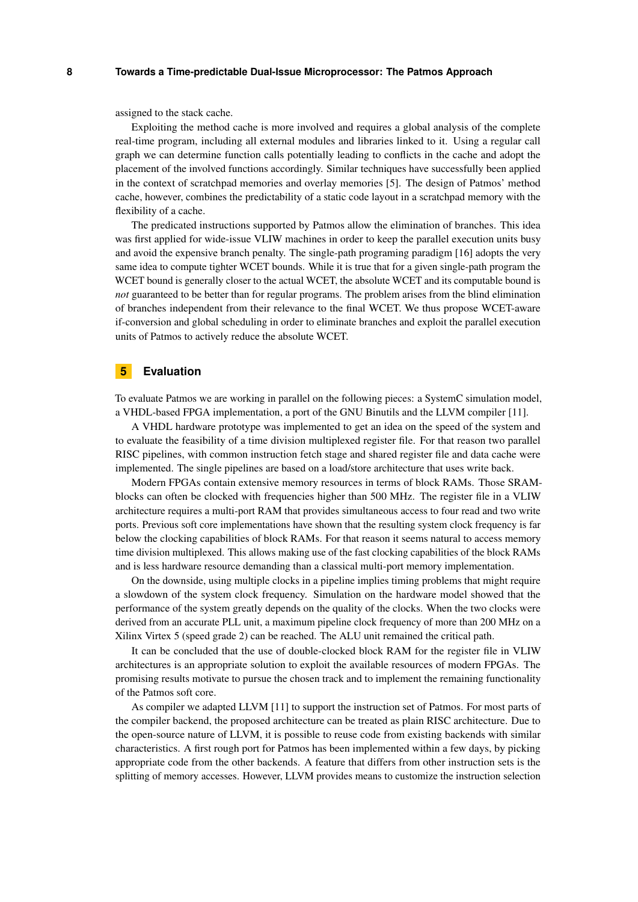assigned to the stack cache.

Exploiting the method cache is more involved and requires a global analysis of the complete real-time program, including all external modules and libraries linked to it. Using a regular call graph we can determine function calls potentially leading to conflicts in the cache and adopt the placement of the involved functions accordingly. Similar techniques have successfully been applied in the context of scratchpad memories and overlay memories [5]. The design of Patmos' method cache, however, combines the predictability of a static code layout in a scratchpad memory with the flexibility of a cache.

The predicated instructions supported by Patmos allow the elimination of branches. This idea was first applied for wide-issue VLIW machines in order to keep the parallel execution units busy and avoid the expensive branch penalty. The single-path programing paradigm [16] adopts the very same idea to compute tighter WCET bounds. While it is true that for a given single-path program the WCET bound is generally closer to the actual WCET, the absolute WCET and its computable bound is *not* guaranteed to be better than for regular programs. The problem arises from the blind elimination of branches independent from their relevance to the final WCET. We thus propose WCET-aware if-conversion and global scheduling in order to eliminate branches and exploit the parallel execution units of Patmos to actively reduce the absolute WCET.

## 5 Evaluation

To evaluate Patmos we are working in parallel on the following pieces: a SystemC simulation model, a VHDL-based FPGA implementation, a port of the GNU Binutils and the LLVM compiler [11].

A VHDL hardware prototype was implemented to get an idea on the speed of the system and to evaluate the feasibility of a time division multiplexed register file. For that reason two parallel RISC pipelines, with common instruction fetch stage and shared register file and data cache were implemented. The single pipelines are based on a load/store architecture that uses write back.

Modern FPGAs contain extensive memory resources in terms of block RAMs. Those SRAM-blocks can often be clocked with frequencies higher than 500 MHz. The register file in a VLIW architecture requires a multi-port RAM that provides simultaneous access to four read and two write ports. Previous soft core implementations have shown that the resulting system clock frequency is far below the clocking capabilities of block RAMs. For that reason it seems natural to access memory time division multiplexed. This allows making use of the fast clocking capabilities of the block RAMs and is less hardware resource demanding than a classical multi-port memory implementation.

On the downside, using multiple clocks in a pipeline implies timing problems that might require a slowdown of the system clock frequency. Simulation on the hardware model showed that the performance of the system greatly depends on the quality of the clocks. When the two clocks were derived from an accurate PLL unit, a maximum pipeline clock frequency of more than 200 MHz on a Xilinx Virtex 5 (speed grade 2) can be reached. The ALU unit remained the critical path.

It can be concluded that the use of double-clocked block RAM for the register file in VLIW architectures is an appropriate solution to exploit the available resources of modern FPGAs. The promising results motivate to pursue the chosen track and to implement the remaining functionality of the Patmos soft core.

As compiler we adapted LLVM [11] to support the instruction set of Patmos. For most parts of the compiler backend, the proposed architecture can be treated as plain RISC architecture. Due to the open-source nature of LLVM, it is possible to reuse code from existing backends with similar characteristics. A first rough port for Patmos has been implemented within a few days, by picking appropriate code from the other backends. A feature that differs from other instruction sets is the splitting of memory accesses. However, LLVM provides means to customize the instruction selection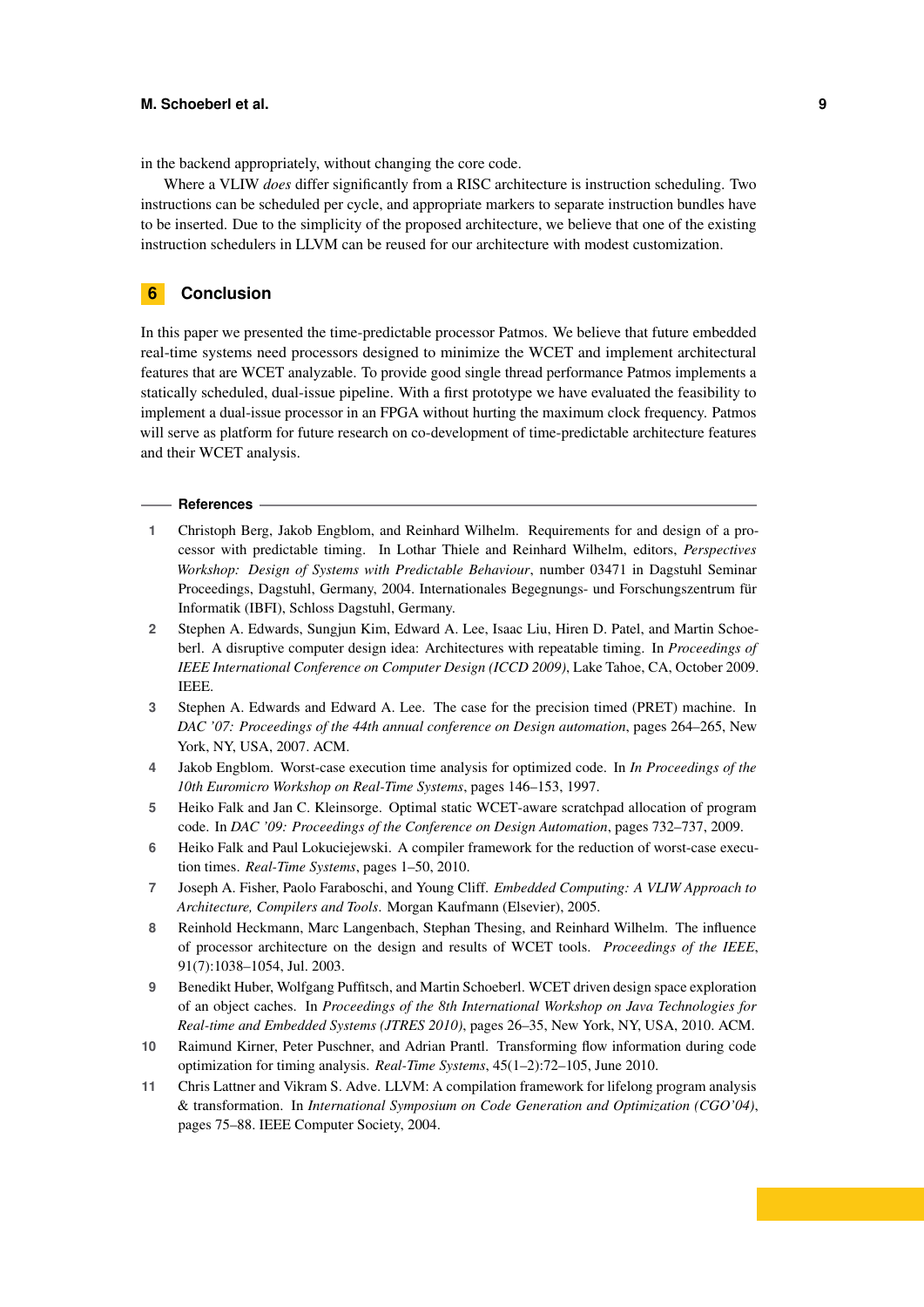in the backend appropriately, without changing the core code.

Where a VLIW *does* differ significantly from a RISC architecture is instruction scheduling. Two instructions can be scheduled per cycle, and appropriate markers to separate instruction bundles have to be inserted. Due to the simplicity of the proposed architecture, we believe that one of the existing instruction schedulers in LLVM can be reused for our architecture with modest customization.

## 6 Conclusion

In this paper we presented the time-predictable processor Patmos. We believe that future embedded real-time systems need processors designed to minimize the WCET and implement architectural features that are WCET analyzable. To provide good single thread performance Patmos implements a statically scheduled, dual-issue pipeline. With a first prototype we have evaluated the feasibility to implement a dual-issue processor in an FPGA without hurting the maximum clock frequency. Patmos will serve as platform for future research on co-development of time-predictable architecture features and their WCET analysis.

## References

1. Christoph Berg, Jakob Engblom, and Reinhard Wilhelm. Requirements for and design of a processor with predictable timing. In Lothar Thiele and Reinhard Wilhelm, editors, *Perspectives Workshop: Design of Systems with Predictable Behaviour*, number 03471 in Dagstuhl Seminar Proceedings, Dagstuhl, Germany, 2004. Internationales Begegnungs- und Forschungszentrum für Informatik (IBFI), Schloss Dagstuhl, Germany.
2. Stephen A. Edwards, Sungjun Kim, Edward A. Lee, Isaac Liu, Hiren D. Patel, and Martin Schoeberl. A disruptive computer design idea: Architectures with repeatable timing. In *Proceedings of IEEE International Conference on Computer Design (ICCD 2009)*, Lake Tahoe, CA, October 2009. IEEE.
3. Stephen A. Edwards and Edward A. Lee. The case for the precision timed (PRET) machine. In *DAC '07: Proceedings of the 44th annual conference on Design automation*, pages 264–265, New York, NY, USA, 2007. ACM.
4. Jakob Engblom. Worst-case execution time analysis for optimized code. In *In Proceedings of the 10th Euromicro Workshop on Real-Time Systems*, pages 146–153, 1997.
5. Heiko Falk and Jan C. Kleinsorge. Optimal static WCET-aware scratchpad allocation of program code. In *DAC '09: Proceedings of the Conference on Design Automation*, pages 732–737, 2009.
6. Heiko Falk and Paul Lokuciejewski. A compiler framework for the reduction of worst-case execution times. *Real-Time Systems*, pages 1–50, 2010.
7. Joseph A. Fisher, Paolo Faraboschi, and Young Cliff. *Embedded Computing: A VLIW Approach to Architecture, Compilers and Tools*. Morgan Kaufmann (Elsevier), 2005.
8. Reinhold Heckmann, Marc Langenbach, Stephan Thesing, and Reinhard Wilhelm. The influence of processor architecture on the design and results of WCET tools. *Proceedings of the IEEE*, 91(7):1038–1054, Jul. 2003.
9. Benedikt Huber, Wolfgang Puffitsch, and Martin Schoeberl. WCET driven design space exploration of an object caches. In *Proceedings of the 8th International Workshop on Java Technologies for Real-time and Embedded Systems (JTRES 2010)*, pages 26–35, New York, NY, USA, 2010. ACM.
10. Raimund Kirner, Peter Puschner, and Adrian Prantl. Transforming flow information during code optimization for timing analysis. *Real-Time Systems*, 45(1–2):72–105, June 2010.
11. Chris Lattner and Vikram S. Adve. LLVM: A compilation framework for lifelong program analysis & transformation. In *International Symposium on Code Generation and Optimization (CGO'04)*, pages 75–88. IEEE Computer Society, 2004.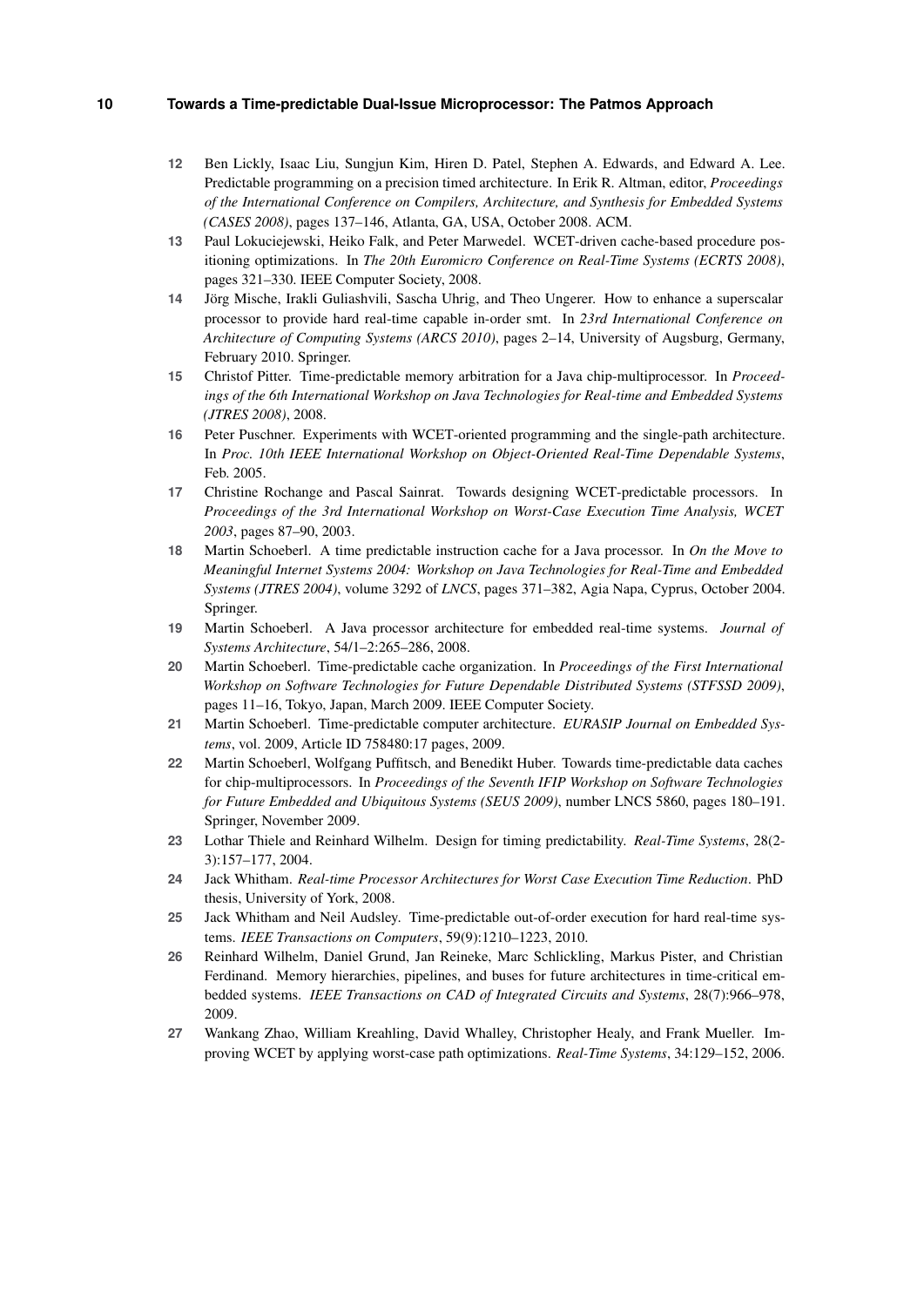12 Ben Lickly, Isaac Liu, Sungjun Kim, Hiren D. Patel, Stephen A. Edwards, and Edward A. Lee. Predictable programming on a precision timed architecture. In Erik R. Altman, editor, *Proceedings of the International Conference on Compilers, Architecture, and Synthesis for Embedded Systems (CASES 2008)*, pages 137–146, Atlanta, GA, USA, October 2008. ACM.

13 Paul Lokuciejewski, Heiko Falk, and Peter Marwedel. WCET-driven cache-based procedure positioning optimizations. In *The 20th Euromicro Conference on Real-Time Systems (ECRTS 2008)*, pages 321–330. IEEE Computer Society, 2008.

14 Jörg Mische, Irakli Guliashvili, Sascha Uhrig, and Theo Ungerer. How to enhance a superscalar processor to provide hard real-time capable in-order smt. In *23rd International Conference on Architecture of Computing Systems (ARCS 2010)*, pages 2–14, University of Augsburg, Germany, February 2010. Springer.

15 Christof Pitter. Time-predictable memory arbitration for a Java chip-multiprocessor. In *Proceedings of the 6th International Workshop on Java Technologies for Real-time and Embedded Systems (JTRES 2008)*, 2008.

16 Peter Puschner. Experiments with WCET-oriented programming and the single-path architecture. In *Proc. 10th IEEE International Workshop on Object-Oriented Real-Time Dependable Systems*, Feb. 2005.

17 Christine Rochange and Pascal Sainrat. Towards designing WCET-predictable processors. In *Proceedings of the 3rd International Workshop on Worst-Case Execution Time Analysis, WCET 2003*, pages 87–90, 2003.

18 Martin Schoeberl. A time predictable instruction cache for a Java processor. In *On the Move to Meaningful Internet Systems 2004: Workshop on Java Technologies for Real-Time and Embedded Systems (JTRES 2004)*, volume 3292 of *LNCS*, pages 371–382, Agia Napa, Cyprus, October 2004. Springer.

19 Martin Schoeberl. A Java processor architecture for embedded real-time systems. *Journal of Systems Architecture*, 54/1–2:265–286, 2008.

20 Martin Schoeberl. Time-predictable cache organization. In *Proceedings of the First International Workshop on Software Technologies for Future Dependable Distributed Systems (STFSSD 2009)*, pages 11–16, Tokyo, Japan, March 2009. IEEE Computer Society.

21 Martin Schoeberl. Time-predictable computer architecture. *EURASIP Journal on Embedded Systems*, vol. 2009, Article ID 758480:17 pages, 2009.

22 Martin Schoeberl, Wolfgang Puffitsch, and Benedikt Huber. Towards time-predictable data caches for chip-multiprocessors. In *Proceedings of the Seventh IFIP Workshop on Software Technologies for Future Embedded and Ubiquitous Systems (SEUS 2009)*, number LNCS 5860, pages 180–191. Springer, November 2009.

23 Lothar Thiele and Reinhard Wilhelm. Design for timing predictability. *Real-Time Systems*, 28(2-3):157–177, 2004.

24 Jack Whitham. *Real-time Processor Architectures for Worst Case Execution Time Reduction*. PhD thesis, University of York, 2008.

25 Jack Whitham and Neil Audsley. Time-predictable out-of-order execution for hard real-time systems. *IEEE Transactions on Computers*, 59(9):1210–1223, 2010.

26 Reinhard Wilhelm, Daniel Grund, Jan Reineke, Marc Schlickling, Markus Pister, and Christian Ferdinand. Memory hierarchies, pipelines, and buses for future architectures in time-critical embedded systems. *IEEE Transactions on CAD of Integrated Circuits and Systems*, 28(7):966–978, 2009.

27 Wankang Zhao, William Kreahling, David Whalley, Christopher Healy, and Frank Mueller. Improving WCET by applying worst-case path optimizations. *Real-Time Systems*, 34:129–152, 2006.